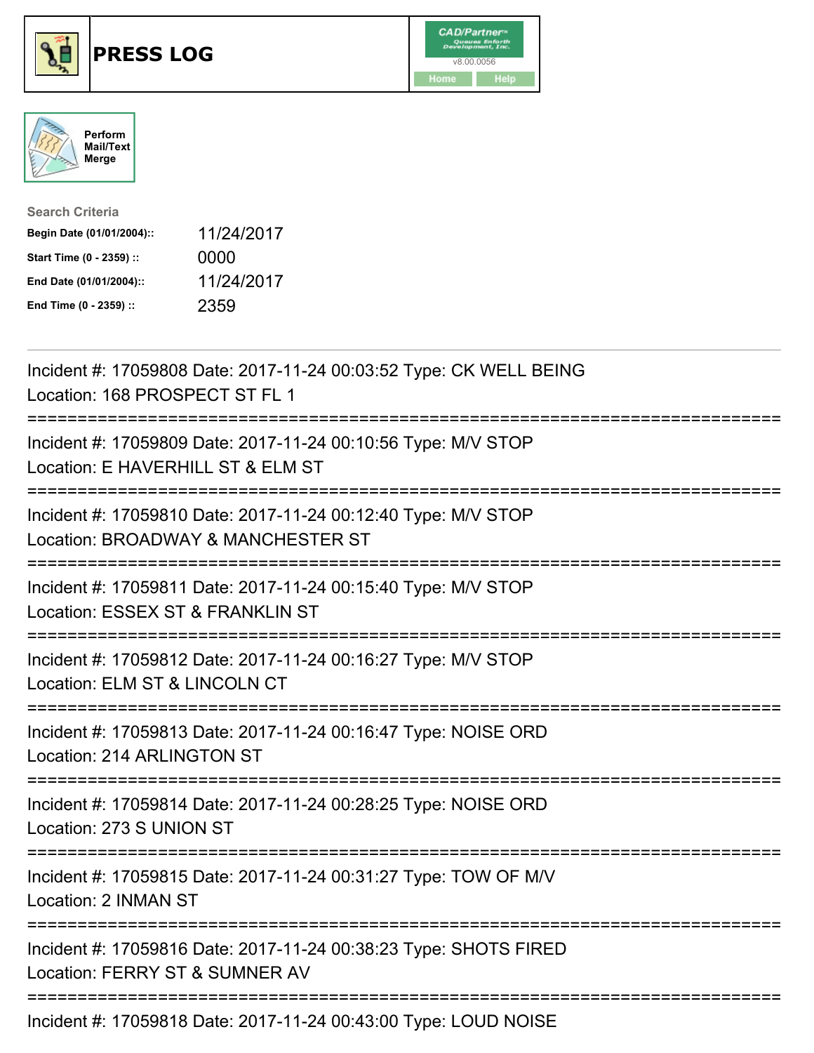# PRESS LOG

CAD/Partner
v8.00.0056
Home Help

Perform Mail/Text Merge

**Search Criteria**

| | |
|---|---|
| **Begin Date (01/01/2004)::** | 11/24/2017 |
| **Start Time (0 - 2359) ::** | 0000 |
| **End Date (01/01/2004)::** | 11/24/2017 |
| **End Time (0 - 2359) ::** | 2359 |

---

Incident #: 17059808 Date: 2017-11-24 00:03:52 Type: CK WELL BEING
Location: 168 PROSPECT ST FL 1

===========================================================================

Incident #: 17059809 Date: 2017-11-24 00:10:56 Type: M/V STOP
Location: E HAVERHILL ST & ELM ST

===========================================================================

Incident #: 17059810 Date: 2017-11-24 00:12:40 Type: M/V STOP
Location: BROADWAY & MANCHESTER ST

===========================================================================

Incident #: 17059811 Date: 2017-11-24 00:15:40 Type: M/V STOP
Location: ESSEX ST & FRANKLIN ST

===========================================================================

Incident #: 17059812 Date: 2017-11-24 00:16:27 Type: M/V STOP
Location: ELM ST & LINCOLN CT

===========================================================================

Incident #: 17059813 Date: 2017-11-24 00:16:47 Type: NOISE ORD
Location: 214 ARLINGTON ST

===========================================================================

Incident #: 17059814 Date: 2017-11-24 00:28:25 Type: NOISE ORD
Location: 273 S UNION ST

===========================================================================

Incident #: 17059815 Date: 2017-11-24 00:31:27 Type: TOW OF M/V
Location: 2 INMAN ST

===========================================================================

Incident #: 17059816 Date: 2017-11-24 00:38:23 Type: SHOTS FIRED
Location: FERRY ST & SUMNER AV

===========================================================================

Incident #: 17059818 Date: 2017-11-24 00:43:00 Type: LOUD NOISE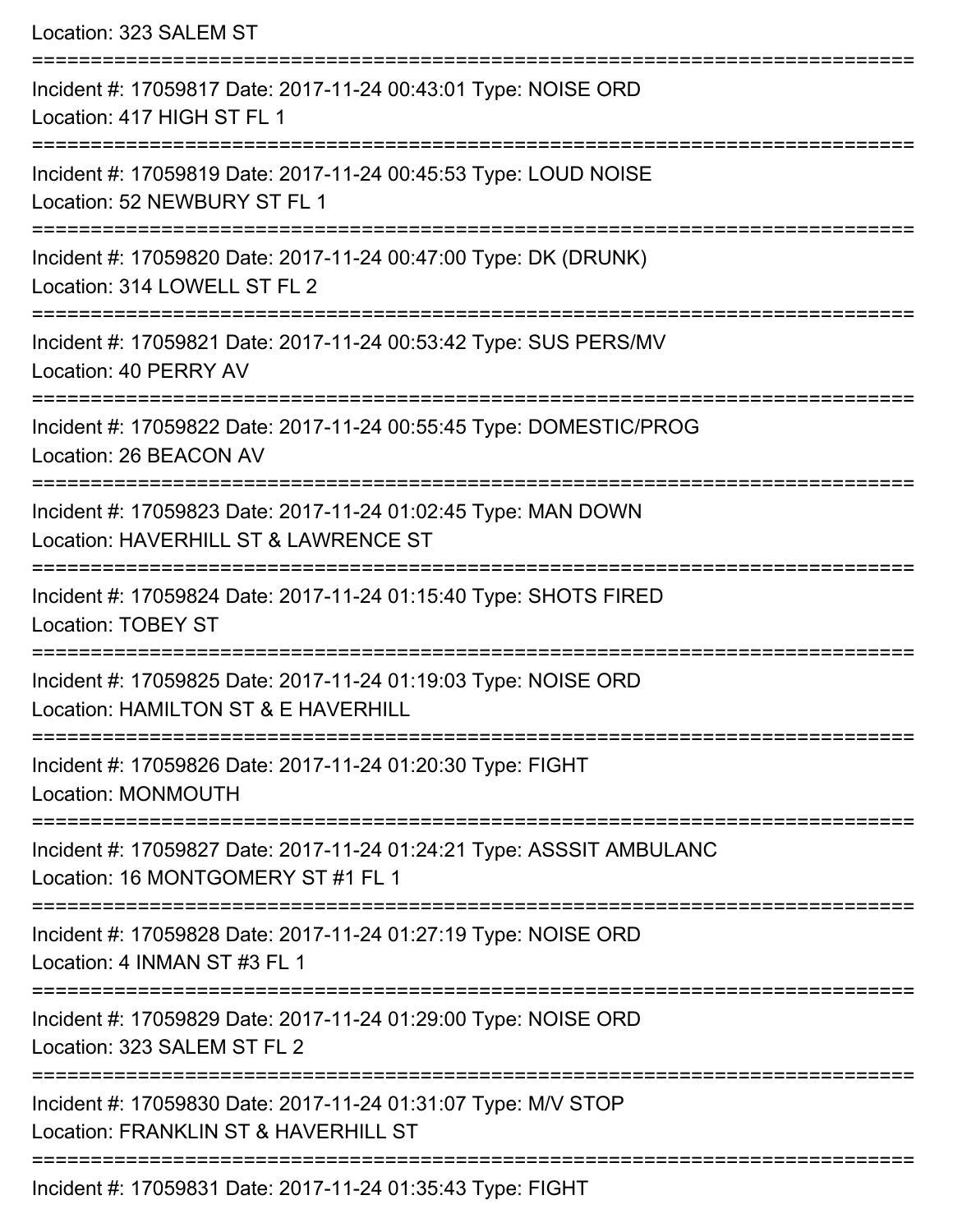Location: 323 SALEM ST

===========================================================================

Incident #: 17059817 Date: 2017-11-24 00:43:01 Type: NOISE ORD
Location: 417 HIGH ST FL 1

===========================================================================

Incident #: 17059819 Date: 2017-11-24 00:45:53 Type: LOUD NOISE
Location: 52 NEWBURY ST FL 1

===========================================================================

Incident #: 17059820 Date: 2017-11-24 00:47:00 Type: DK (DRUNK)
Location: 314 LOWELL ST FL 2

===========================================================================

Incident #: 17059821 Date: 2017-11-24 00:53:42 Type: SUS PERS/MV
Location: 40 PERRY AV

===========================================================================

Incident #: 17059822 Date: 2017-11-24 00:55:45 Type: DOMESTIC/PROG
Location: 26 BEACON AV

===========================================================================

Incident #: 17059823 Date: 2017-11-24 01:02:45 Type: MAN DOWN
Location: HAVERHILL ST & LAWRENCE ST

===========================================================================

Incident #: 17059824 Date: 2017-11-24 01:15:40 Type: SHOTS FIRED
Location: TOBEY ST

===========================================================================

Incident #: 17059825 Date: 2017-11-24 01:19:03 Type: NOISE ORD
Location: HAMILTON ST & E HAVERHILL

===========================================================================

Incident #: 17059826 Date: 2017-11-24 01:20:30 Type: FIGHT
Location: MONMOUTH

===========================================================================

Incident #: 17059827 Date: 2017-11-24 01:24:21 Type: ASSSIT AMBULANC
Location: 16 MONTGOMERY ST #1 FL 1

===========================================================================

Incident #: 17059828 Date: 2017-11-24 01:27:19 Type: NOISE ORD
Location: 4 INMAN ST #3 FL 1

===========================================================================

Incident #: 17059829 Date: 2017-11-24 01:29:00 Type: NOISE ORD
Location: 323 SALEM ST FL 2

===========================================================================

Incident #: 17059830 Date: 2017-11-24 01:31:07 Type: M/V STOP
Location: FRANKLIN ST & HAVERHILL ST

===========================================================================

Incident #: 17059831 Date: 2017-11-24 01:35:43 Type: FIGHT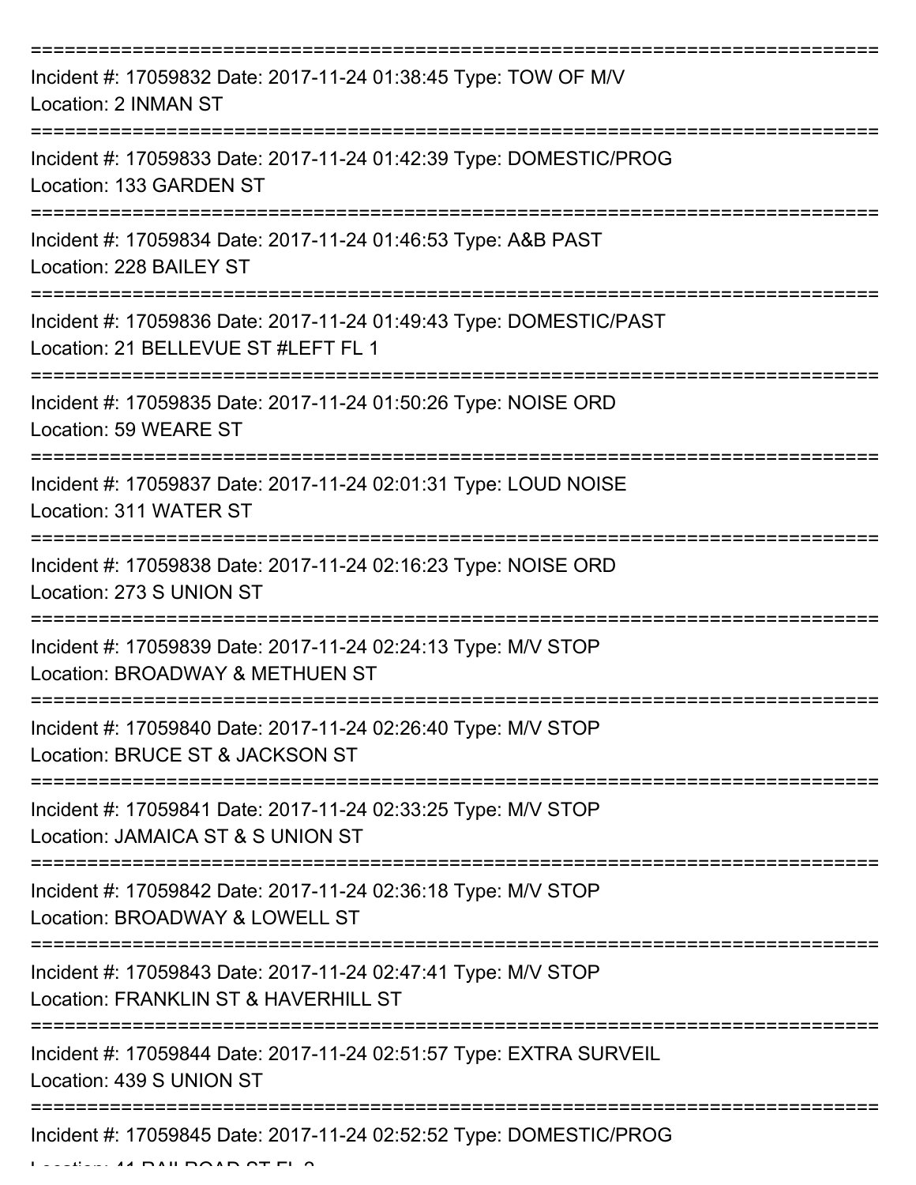===========================================================================

Incident #: 17059832 Date: 2017-11-24 01:38:45 Type: TOW OF M/V
Location: 2 INMAN ST

===========================================================================

Incident #: 17059833 Date: 2017-11-24 01:42:39 Type: DOMESTIC/PROG
Location: 133 GARDEN ST

===========================================================================

Incident #: 17059834 Date: 2017-11-24 01:46:53 Type: A&B PAST
Location: 228 BAILEY ST

===========================================================================

Incident #: 17059836 Date: 2017-11-24 01:49:43 Type: DOMESTIC/PAST
Location: 21 BELLEVUE ST #LEFT FL 1

===========================================================================

Incident #: 17059835 Date: 2017-11-24 01:50:26 Type: NOISE ORD
Location: 59 WEARE ST

===========================================================================

Incident #: 17059837 Date: 2017-11-24 02:01:31 Type: LOUD NOISE
Location: 311 WATER ST

===========================================================================

Incident #: 17059838 Date: 2017-11-24 02:16:23 Type: NOISE ORD
Location: 273 S UNION ST

===========================================================================

Incident #: 17059839 Date: 2017-11-24 02:24:13 Type: M/V STOP
Location: BROADWAY & METHUEN ST

===========================================================================

Incident #: 17059840 Date: 2017-11-24 02:26:40 Type: M/V STOP
Location: BRUCE ST & JACKSON ST

===========================================================================

Incident #: 17059841 Date: 2017-11-24 02:33:25 Type: M/V STOP
Location: JAMAICA ST & S UNION ST

===========================================================================

Incident #: 17059842 Date: 2017-11-24 02:36:18 Type: M/V STOP
Location: BROADWAY & LOWELL ST

===========================================================================

Incident #: 17059843 Date: 2017-11-24 02:47:41 Type: M/V STOP
Location: FRANKLIN ST & HAVERHILL ST

===========================================================================

Incident #: 17059844 Date: 2017-11-24 02:51:57 Type: EXTRA SURVEIL
Location: 439 S UNION ST

===========================================================================

Incident #: 17059845 Date: 2017-11-24 02:52:52 Type: DOMESTIC/PROG
Location: 41 RAILROAD ST FL 2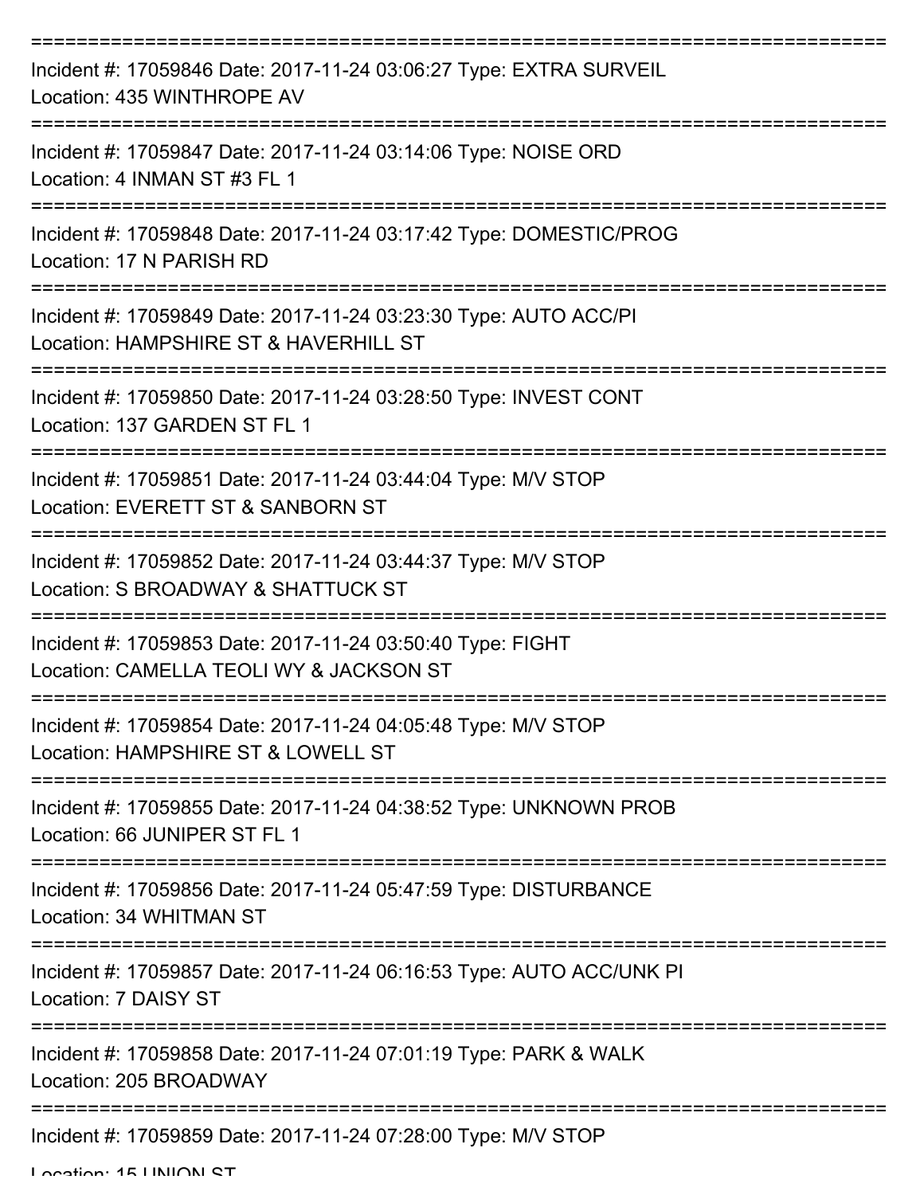===========================================================================

Incident #: 17059846 Date: 2017-11-24 03:06:27 Type: EXTRA SURVEIL

Location: 435 WINTHROPE AV

===========================================================================

Incident #: 17059847 Date: 2017-11-24 03:14:06 Type: NOISE ORD

Location: 4 INMAN ST #3 FL 1

===========================================================================

Incident #: 17059848 Date: 2017-11-24 03:17:42 Type: DOMESTIC/PROG

Location: 17 N PARISH RD

===========================================================================

Incident #: 17059849 Date: 2017-11-24 03:23:30 Type: AUTO ACC/PI

Location: HAMPSHIRE ST & HAVERHILL ST

===========================================================================

Incident #: 17059850 Date: 2017-11-24 03:28:50 Type: INVEST CONT

Location: 137 GARDEN ST FL 1

===========================================================================

Incident #: 17059851 Date: 2017-11-24 03:44:04 Type: M/V STOP

Location: EVERETT ST & SANBORN ST

===========================================================================

Incident #: 17059852 Date: 2017-11-24 03:44:37 Type: M/V STOP

Location: S BROADWAY & SHATTUCK ST

===========================================================================

Incident #: 17059853 Date: 2017-11-24 03:50:40 Type: FIGHT

Location: CAMELLA TEOLI WY & JACKSON ST

===========================================================================

Incident #: 17059854 Date: 2017-11-24 04:05:48 Type: M/V STOP

Location: HAMPSHIRE ST & LOWELL ST

===========================================================================

Incident #: 17059855 Date: 2017-11-24 04:38:52 Type: UNKNOWN PROB

Location: 66 JUNIPER ST FL 1

===========================================================================

Incident #: 17059856 Date: 2017-11-24 05:47:59 Type: DISTURBANCE

Location: 34 WHITMAN ST

===========================================================================

Incident #: 17059857 Date: 2017-11-24 06:16:53 Type: AUTO ACC/UNK PI

Location: 7 DAISY ST

===========================================================================

Incident #: 17059858 Date: 2017-11-24 07:01:19 Type: PARK & WALK

Location: 205 BROADWAY

===========================================================================

Incident #: 17059859 Date: 2017-11-24 07:28:00 Type: M/V STOP

Location: 15 UNION ST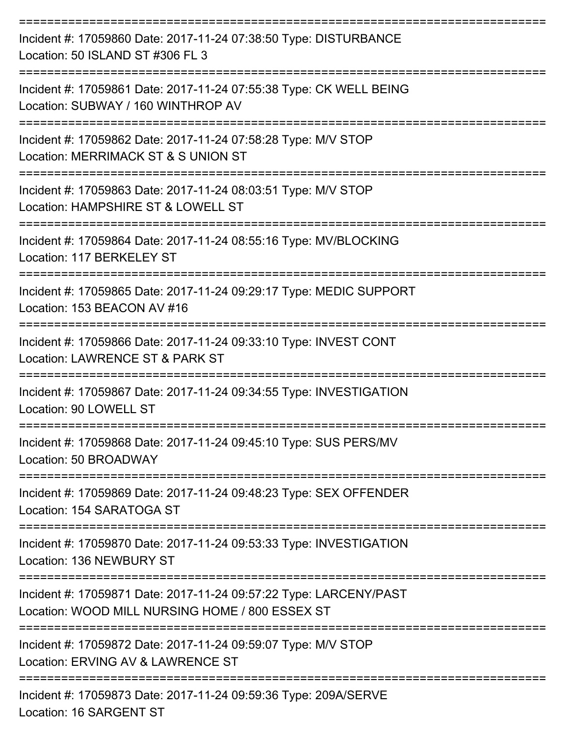===========================================================================

Incident #: 17059860 Date: 2017-11-24 07:38:50 Type: DISTURBANCE
Location: 50 ISLAND ST #306 FL 3

===========================================================================

Incident #: 17059861 Date: 2017-11-24 07:55:38 Type: CK WELL BEING
Location: SUBWAY / 160 WINTHROP AV

===========================================================================

Incident #: 17059862 Date: 2017-11-24 07:58:28 Type: M/V STOP
Location: MERRIMACK ST & S UNION ST

===========================================================================

Incident #: 17059863 Date: 2017-11-24 08:03:51 Type: M/V STOP
Location: HAMPSHIRE ST & LOWELL ST

===========================================================================

Incident #: 17059864 Date: 2017-11-24 08:55:16 Type: MV/BLOCKING
Location: 117 BERKELEY ST

===========================================================================

Incident #: 17059865 Date: 2017-11-24 09:29:17 Type: MEDIC SUPPORT
Location: 153 BEACON AV #16

===========================================================================

Incident #: 17059866 Date: 2017-11-24 09:33:10 Type: INVEST CONT
Location: LAWRENCE ST & PARK ST

===========================================================================

Incident #: 17059867 Date: 2017-11-24 09:34:55 Type: INVESTIGATION
Location: 90 LOWELL ST

===========================================================================

Incident #: 17059868 Date: 2017-11-24 09:45:10 Type: SUS PERS/MV
Location: 50 BROADWAY

===========================================================================

Incident #: 17059869 Date: 2017-11-24 09:48:23 Type: SEX OFFENDER
Location: 154 SARATOGA ST

===========================================================================

Incident #: 17059870 Date: 2017-11-24 09:53:33 Type: INVESTIGATION
Location: 136 NEWBURY ST

===========================================================================

Incident #: 17059871 Date: 2017-11-24 09:57:22 Type: LARCENY/PAST
Location: WOOD MILL NURSING HOME / 800 ESSEX ST

===========================================================================

Incident #: 17059872 Date: 2017-11-24 09:59:07 Type: M/V STOP
Location: ERVING AV & LAWRENCE ST

===========================================================================

Incident #: 17059873 Date: 2017-11-24 09:59:36 Type: 209A/SERVE
Location: 16 SARGENT ST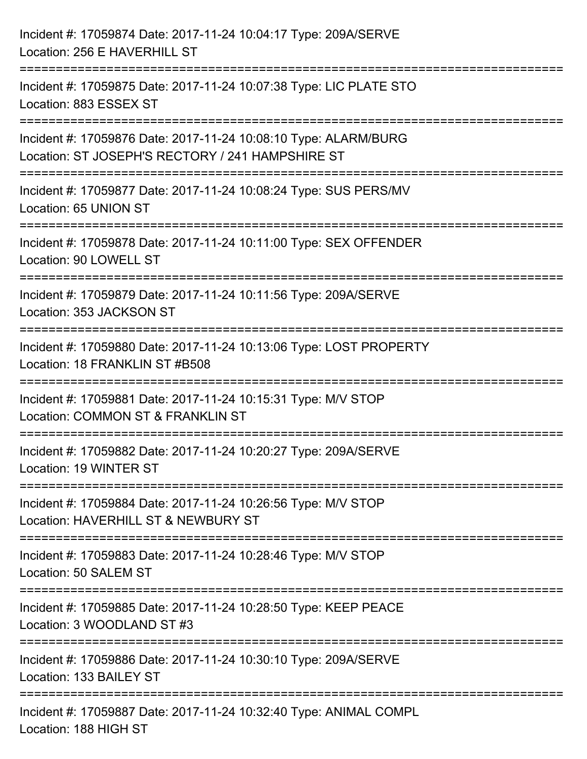Incident #: 17059874 Date: 2017-11-24 10:04:17 Type: 209A/SERVE
Location: 256 E HAVERHILL ST

===========================================================================

Incident #: 17059875 Date: 2017-11-24 10:07:38 Type: LIC PLATE STO
Location: 883 ESSEX ST

===========================================================================

Incident #: 17059876 Date: 2017-11-24 10:08:10 Type: ALARM/BURG
Location: ST JOSEPH'S RECTORY / 241 HAMPSHIRE ST

===========================================================================

Incident #: 17059877 Date: 2017-11-24 10:08:24 Type: SUS PERS/MV
Location: 65 UNION ST

===========================================================================

Incident #: 17059878 Date: 2017-11-24 10:11:00 Type: SEX OFFENDER
Location: 90 LOWELL ST

===========================================================================

Incident #: 17059879 Date: 2017-11-24 10:11:56 Type: 209A/SERVE
Location: 353 JACKSON ST

===========================================================================

Incident #: 17059880 Date: 2017-11-24 10:13:06 Type: LOST PROPERTY
Location: 18 FRANKLIN ST #B508

===========================================================================

Incident #: 17059881 Date: 2017-11-24 10:15:31 Type: M/V STOP
Location: COMMON ST & FRANKLIN ST

===========================================================================

Incident #: 17059882 Date: 2017-11-24 10:20:27 Type: 209A/SERVE
Location: 19 WINTER ST

===========================================================================

Incident #: 17059884 Date: 2017-11-24 10:26:56 Type: M/V STOP
Location: HAVERHILL ST & NEWBURY ST

===========================================================================

Incident #: 17059883 Date: 2017-11-24 10:28:46 Type: M/V STOP
Location: 50 SALEM ST

===========================================================================

Incident #: 17059885 Date: 2017-11-24 10:28:50 Type: KEEP PEACE
Location: 3 WOODLAND ST #3

===========================================================================

Incident #: 17059886 Date: 2017-11-24 10:30:10 Type: 209A/SERVE
Location: 133 BAILEY ST

===========================================================================

Incident #: 17059887 Date: 2017-11-24 10:32:40 Type: ANIMAL COMPL
Location: 188 HIGH ST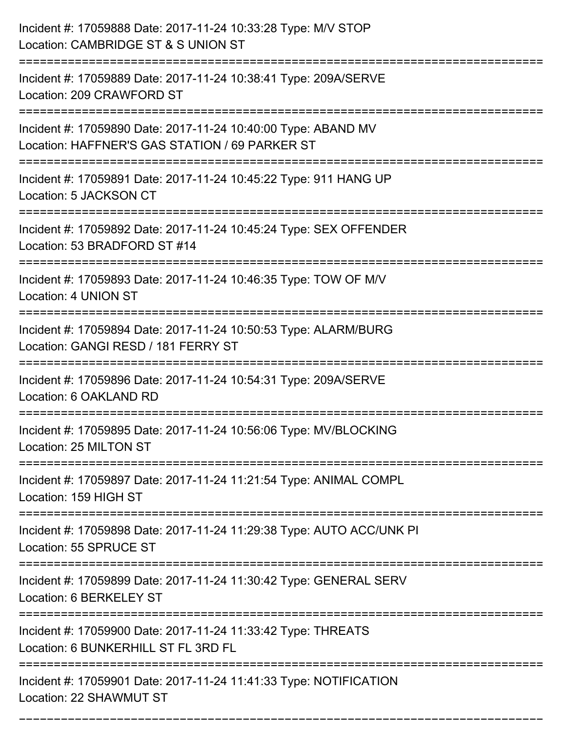Incident #: 17059888 Date: 2017-11-24 10:33:28 Type: M/V STOP
Location: CAMBRIDGE ST & S UNION ST

===========================================================================

Incident #: 17059889 Date: 2017-11-24 10:38:41 Type: 209A/SERVE
Location: 209 CRAWFORD ST

===========================================================================

Incident #: 17059890 Date: 2017-11-24 10:40:00 Type: ABAND MV
Location: HAFFNER'S GAS STATION / 69 PARKER ST

===========================================================================

Incident #: 17059891 Date: 2017-11-24 10:45:22 Type: 911 HANG UP
Location: 5 JACKSON CT

===========================================================================

Incident #: 17059892 Date: 2017-11-24 10:45:24 Type: SEX OFFENDER
Location: 53 BRADFORD ST #14

===========================================================================

Incident #: 17059893 Date: 2017-11-24 10:46:35 Type: TOW OF M/V
Location: 4 UNION ST

===========================================================================

Incident #: 17059894 Date: 2017-11-24 10:50:53 Type: ALARM/BURG
Location: GANGI RESD / 181 FERRY ST

===========================================================================

Incident #: 17059896 Date: 2017-11-24 10:54:31 Type: 209A/SERVE
Location: 6 OAKLAND RD

===========================================================================

Incident #: 17059895 Date: 2017-11-24 10:56:06 Type: MV/BLOCKING
Location: 25 MILTON ST

===========================================================================

Incident #: 17059897 Date: 2017-11-24 11:21:54 Type: ANIMAL COMPL
Location: 159 HIGH ST

===========================================================================

Incident #: 17059898 Date: 2017-11-24 11:29:38 Type: AUTO ACC/UNK PI
Location: 55 SPRUCE ST

===========================================================================

Incident #: 17059899 Date: 2017-11-24 11:30:42 Type: GENERAL SERV
Location: 6 BERKELEY ST

===========================================================================

Incident #: 17059900 Date: 2017-11-24 11:33:42 Type: THREATS
Location: 6 BUNKERHILL ST FL 3RD FL

===========================================================================

Incident #: 17059901 Date: 2017-11-24 11:41:33 Type: NOTIFICATION
Location: 22 SHAWMUT ST

===========================================================================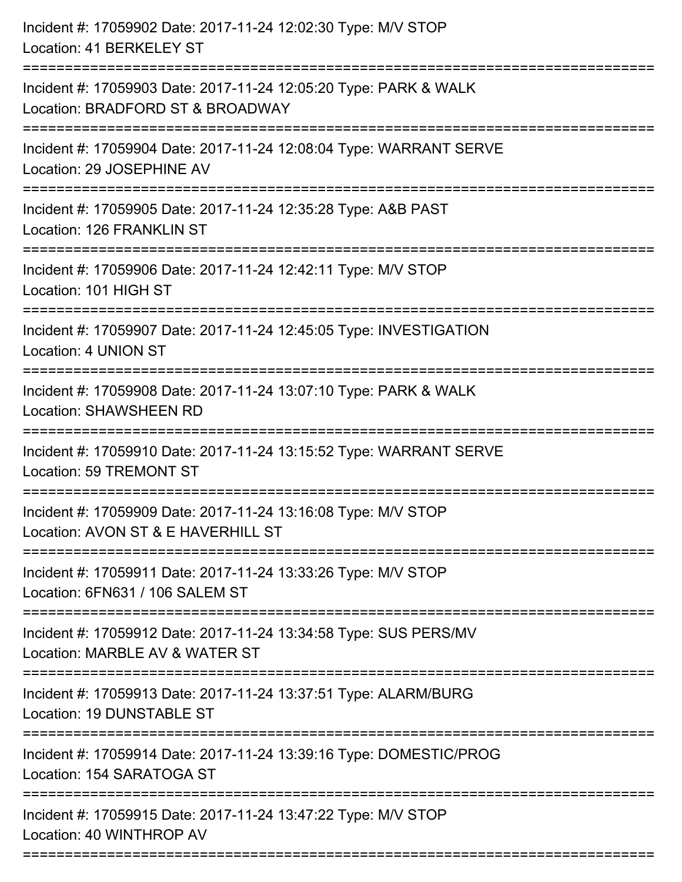Incident #: 17059902 Date: 2017-11-24 12:02:30 Type: M/V STOP
Location: 41 BERKELEY ST

===========================================================================

Incident #: 17059903 Date: 2017-11-24 12:05:20 Type: PARK & WALK
Location: BRADFORD ST & BROADWAY

===========================================================================

Incident #: 17059904 Date: 2017-11-24 12:08:04 Type: WARRANT SERVE
Location: 29 JOSEPHINE AV

===========================================================================

Incident #: 17059905 Date: 2017-11-24 12:35:28 Type: A&B PAST
Location: 126 FRANKLIN ST

===========================================================================

Incident #: 17059906 Date: 2017-11-24 12:42:11 Type: M/V STOP
Location: 101 HIGH ST

===========================================================================

Incident #: 17059907 Date: 2017-11-24 12:45:05 Type: INVESTIGATION
Location: 4 UNION ST

===========================================================================

Incident #: 17059908 Date: 2017-11-24 13:07:10 Type: PARK & WALK
Location: SHAWSHEEN RD

===========================================================================

Incident #: 17059910 Date: 2017-11-24 13:15:52 Type: WARRANT SERVE
Location: 59 TREMONT ST

===========================================================================

Incident #: 17059909 Date: 2017-11-24 13:16:08 Type: M/V STOP
Location: AVON ST & E HAVERHILL ST

===========================================================================

Incident #: 17059911 Date: 2017-11-24 13:33:26 Type: M/V STOP
Location: 6FN631 / 106 SALEM ST

===========================================================================

Incident #: 17059912 Date: 2017-11-24 13:34:58 Type: SUS PERS/MV
Location: MARBLE AV & WATER ST

===========================================================================

Incident #: 17059913 Date: 2017-11-24 13:37:51 Type: ALARM/BURG
Location: 19 DUNSTABLE ST

===========================================================================

Incident #: 17059914 Date: 2017-11-24 13:39:16 Type: DOMESTIC/PROG
Location: 154 SARATOGA ST

===========================================================================

Incident #: 17059915 Date: 2017-11-24 13:47:22 Type: M/V STOP
Location: 40 WINTHROP AV

===========================================================================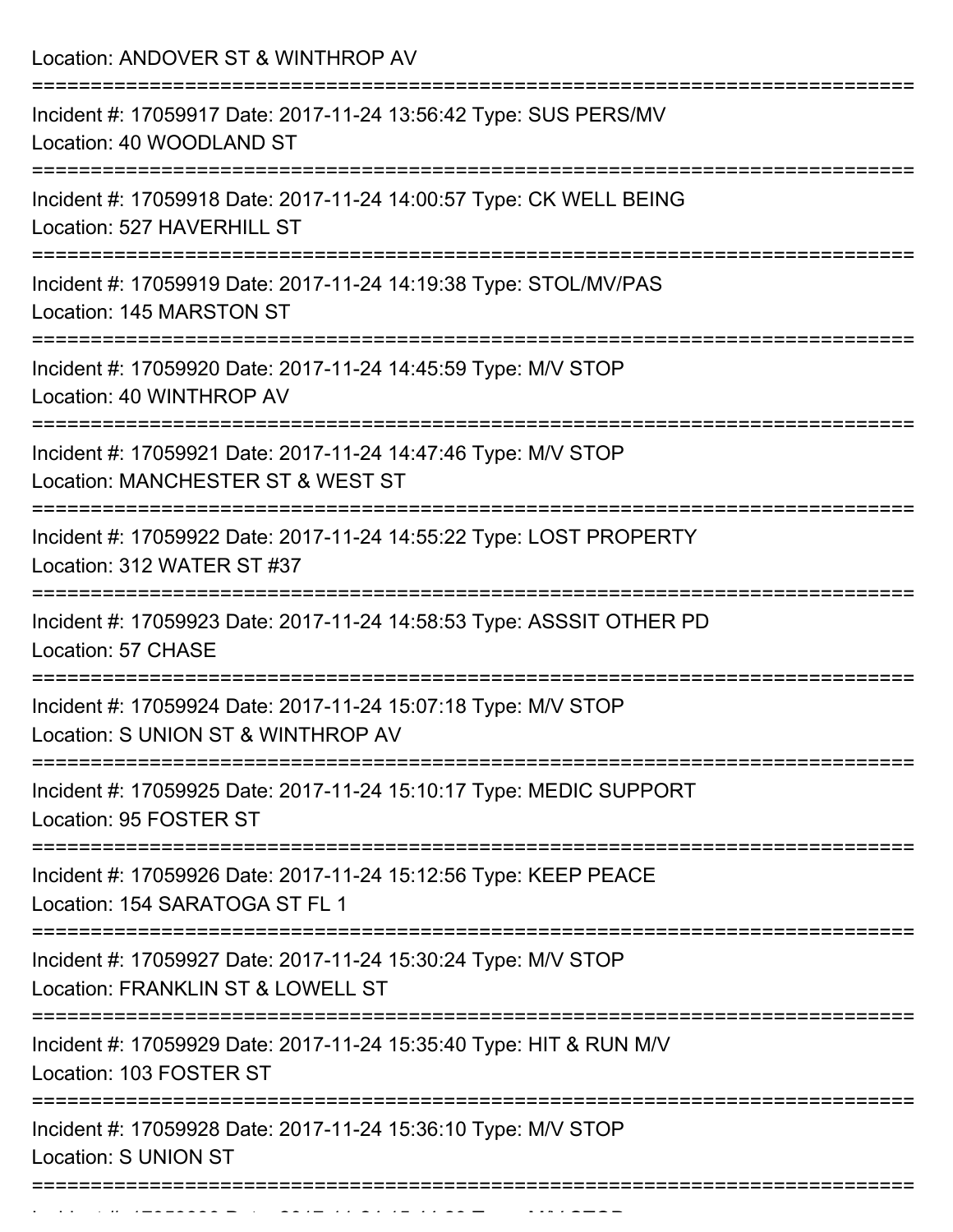Location: ANDOVER ST & WINTHROP AV

===========================================================================

Incident #: 17059917 Date: 2017-11-24 13:56:42 Type: SUS PERS/MV
Location: 40 WOODLAND ST

===========================================================================

Incident #: 17059918 Date: 2017-11-24 14:00:57 Type: CK WELL BEING
Location: 527 HAVERHILL ST

===========================================================================

Incident #: 17059919 Date: 2017-11-24 14:19:38 Type: STOL/MV/PAS
Location: 145 MARSTON ST

===========================================================================

Incident #: 17059920 Date: 2017-11-24 14:45:59 Type: M/V STOP
Location: 40 WINTHROP AV

===========================================================================

Incident #: 17059921 Date: 2017-11-24 14:47:46 Type: M/V STOP
Location: MANCHESTER ST & WEST ST

===========================================================================

Incident #: 17059922 Date: 2017-11-24 14:55:22 Type: LOST PROPERTY
Location: 312 WATER ST #37

===========================================================================

Incident #: 17059923 Date: 2017-11-24 14:58:53 Type: ASSSIT OTHER PD
Location: 57 CHASE

===========================================================================

Incident #: 17059924 Date: 2017-11-24 15:07:18 Type: M/V STOP
Location: S UNION ST & WINTHROP AV

===========================================================================

Incident #: 17059925 Date: 2017-11-24 15:10:17 Type: MEDIC SUPPORT
Location: 95 FOSTER ST

===========================================================================

Incident #: 17059926 Date: 2017-11-24 15:12:56 Type: KEEP PEACE
Location: 154 SARATOGA ST FL 1

===========================================================================

Incident #: 17059927 Date: 2017-11-24 15:30:24 Type: M/V STOP
Location: FRANKLIN ST & LOWELL ST

===========================================================================

Incident #: 17059929 Date: 2017-11-24 15:35:40 Type: HIT & RUN M/V
Location: 103 FOSTER ST

===========================================================================

Incident #: 17059928 Date: 2017-11-24 15:36:10 Type: M/V STOP
Location: S UNION ST

===========================================================================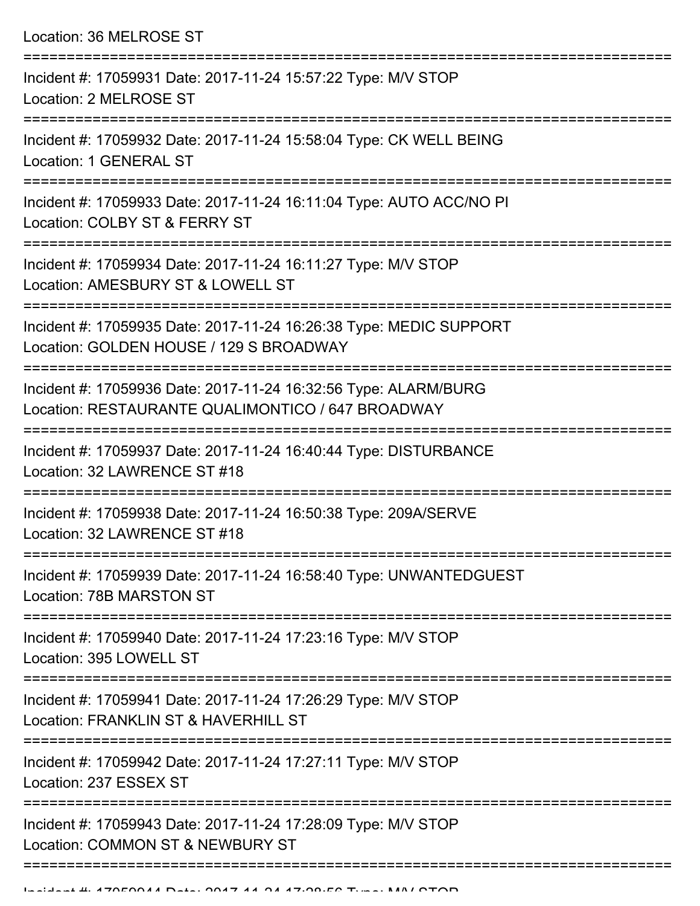Location: 36 MELROSE ST

===========================================================================

Incident #: 17059931 Date: 2017-11-24 15:57:22 Type: M/V STOP
Location: 2 MELROSE ST

===========================================================================

Incident #: 17059932 Date: 2017-11-24 15:58:04 Type: CK WELL BEING
Location: 1 GENERAL ST

===========================================================================

Incident #: 17059933 Date: 2017-11-24 16:11:04 Type: AUTO ACC/NO PI
Location: COLBY ST & FERRY ST

===========================================================================

Incident #: 17059934 Date: 2017-11-24 16:11:27 Type: M/V STOP
Location: AMESBURY ST & LOWELL ST

===========================================================================

Incident #: 17059935 Date: 2017-11-24 16:26:38 Type: MEDIC SUPPORT
Location: GOLDEN HOUSE / 129 S BROADWAY

===========================================================================

Incident #: 17059936 Date: 2017-11-24 16:32:56 Type: ALARM/BURG
Location: RESTAURANTE QUALIMONTICO / 647 BROADWAY

===========================================================================

Incident #: 17059937 Date: 2017-11-24 16:40:44 Type: DISTURBANCE
Location: 32 LAWRENCE ST #18

===========================================================================

Incident #: 17059938 Date: 2017-11-24 16:50:38 Type: 209A/SERVE
Location: 32 LAWRENCE ST #18

===========================================================================

Incident #: 17059939 Date: 2017-11-24 16:58:40 Type: UNWANTEDGUEST
Location: 78B MARSTON ST

===========================================================================

Incident #: 17059940 Date: 2017-11-24 17:23:16 Type: M/V STOP
Location: 395 LOWELL ST

===========================================================================

Incident #: 17059941 Date: 2017-11-24 17:26:29 Type: M/V STOP
Location: FRANKLIN ST & HAVERHILL ST

===========================================================================

Incident #: 17059942 Date: 2017-11-24 17:27:11 Type: M/V STOP
Location: 237 ESSEX ST

===========================================================================

Incident #: 17059943 Date: 2017-11-24 17:28:09 Type: M/V STOP
Location: COMMON ST & NEWBURY ST

===========================================================================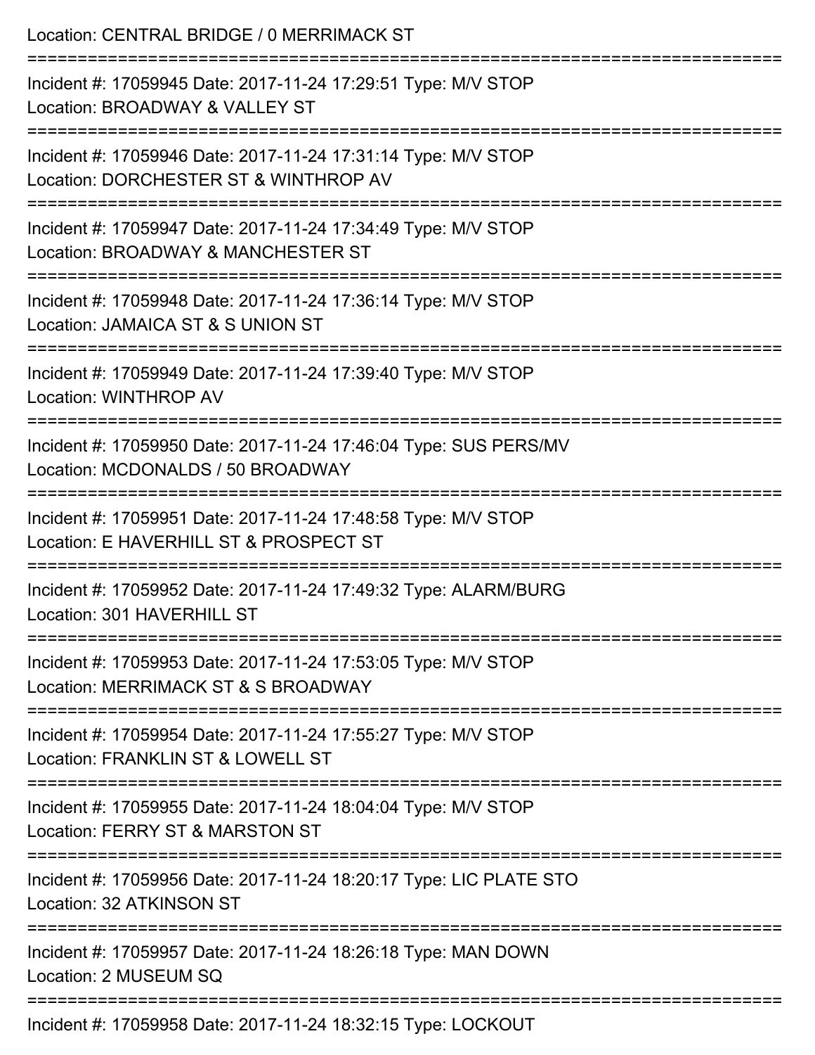Location: CENTRAL BRIDGE / 0 MERRIMACK ST

===========================================================================

Incident #: 17059945 Date: 2017-11-24 17:29:51 Type: M/V STOP
Location: BROADWAY & VALLEY ST

===========================================================================

Incident #: 17059946 Date: 2017-11-24 17:31:14 Type: M/V STOP
Location: DORCHESTER ST & WINTHROP AV

===========================================================================

Incident #: 17059947 Date: 2017-11-24 17:34:49 Type: M/V STOP
Location: BROADWAY & MANCHESTER ST

===========================================================================

Incident #: 17059948 Date: 2017-11-24 17:36:14 Type: M/V STOP
Location: JAMAICA ST & S UNION ST

===========================================================================

Incident #: 17059949 Date: 2017-11-24 17:39:40 Type: M/V STOP
Location: WINTHROP AV

===========================================================================

Incident #: 17059950 Date: 2017-11-24 17:46:04 Type: SUS PERS/MV
Location: MCDONALDS / 50 BROADWAY

===========================================================================

Incident #: 17059951 Date: 2017-11-24 17:48:58 Type: M/V STOP
Location: E HAVERHILL ST & PROSPECT ST

===========================================================================

Incident #: 17059952 Date: 2017-11-24 17:49:32 Type: ALARM/BURG
Location: 301 HAVERHILL ST

===========================================================================

Incident #: 17059953 Date: 2017-11-24 17:53:05 Type: M/V STOP
Location: MERRIMACK ST & S BROADWAY

===========================================================================

Incident #: 17059954 Date: 2017-11-24 17:55:27 Type: M/V STOP
Location: FRANKLIN ST & LOWELL ST

===========================================================================

Incident #: 17059955 Date: 2017-11-24 18:04:04 Type: M/V STOP
Location: FERRY ST & MARSTON ST

===========================================================================

Incident #: 17059956 Date: 2017-11-24 18:20:17 Type: LIC PLATE STO
Location: 32 ATKINSON ST

===========================================================================

Incident #: 17059957 Date: 2017-11-24 18:26:18 Type: MAN DOWN
Location: 2 MUSEUM SQ

===========================================================================

Incident #: 17059958 Date: 2017-11-24 18:32:15 Type: LOCKOUT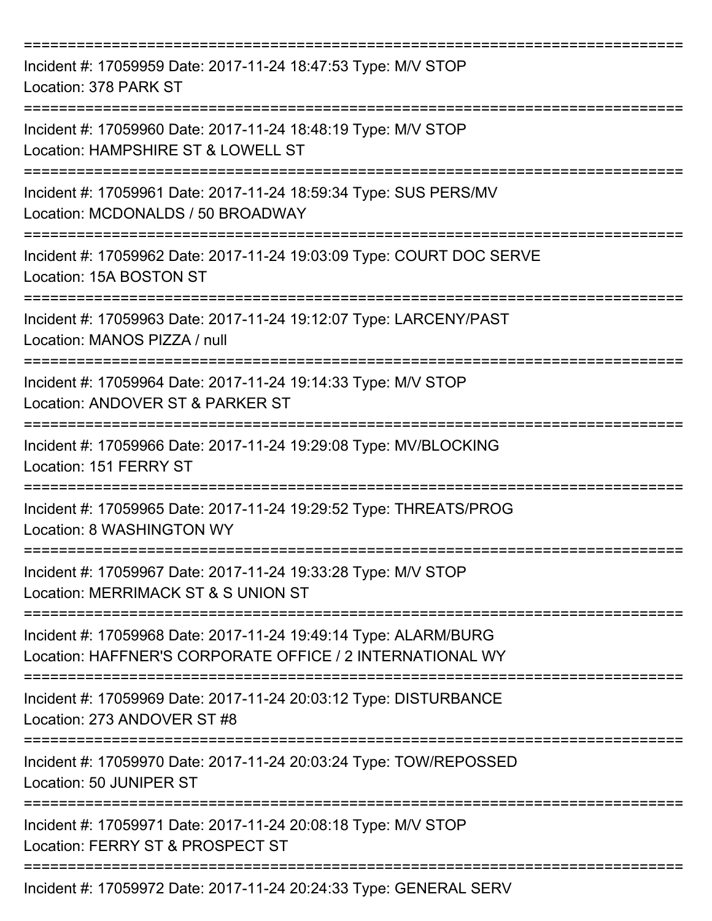===========================================================================

Incident #: 17059959 Date: 2017-11-24 18:47:53 Type: M/V STOP
Location: 378 PARK ST

===========================================================================

Incident #: 17059960 Date: 2017-11-24 18:48:19 Type: M/V STOP
Location: HAMPSHIRE ST & LOWELL ST

===========================================================================

Incident #: 17059961 Date: 2017-11-24 18:59:34 Type: SUS PERS/MV
Location: MCDONALDS / 50 BROADWAY

===========================================================================

Incident #: 17059962 Date: 2017-11-24 19:03:09 Type: COURT DOC SERVE
Location: 15A BOSTON ST

===========================================================================

Incident #: 17059963 Date: 2017-11-24 19:12:07 Type: LARCENY/PAST
Location: MANOS PIZZA / null

===========================================================================

Incident #: 17059964 Date: 2017-11-24 19:14:33 Type: M/V STOP
Location: ANDOVER ST & PARKER ST

===========================================================================

Incident #: 17059966 Date: 2017-11-24 19:29:08 Type: MV/BLOCKING
Location: 151 FERRY ST

===========================================================================

Incident #: 17059965 Date: 2017-11-24 19:29:52 Type: THREATS/PROG
Location: 8 WASHINGTON WY

===========================================================================

Incident #: 17059967 Date: 2017-11-24 19:33:28 Type: M/V STOP
Location: MERRIMACK ST & S UNION ST

===========================================================================

Incident #: 17059968 Date: 2017-11-24 19:49:14 Type: ALARM/BURG
Location: HAFFNER'S CORPORATE OFFICE / 2 INTERNATIONAL WY

===========================================================================

Incident #: 17059969 Date: 2017-11-24 20:03:12 Type: DISTURBANCE
Location: 273 ANDOVER ST #8

===========================================================================

Incident #: 17059970 Date: 2017-11-24 20:03:24 Type: TOW/REPOSSED
Location: 50 JUNIPER ST

===========================================================================

Incident #: 17059971 Date: 2017-11-24 20:08:18 Type: M/V STOP
Location: FERRY ST & PROSPECT ST

===========================================================================

Incident #: 17059972 Date: 2017-11-24 20:24:33 Type: GENERAL SERV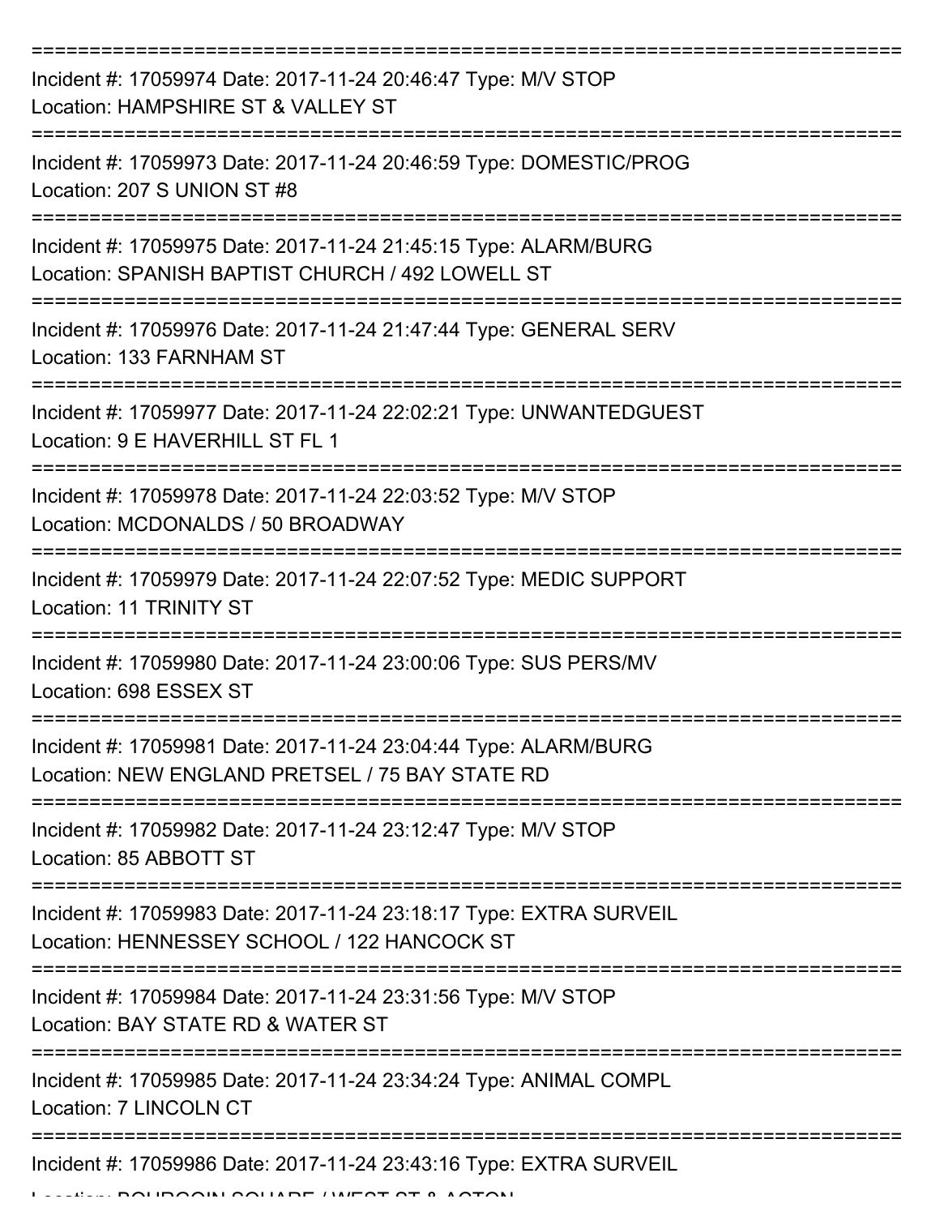===========================================================================

Incident #: 17059974 Date: 2017-11-24 20:46:47 Type: M/V STOP
Location: HAMPSHIRE ST & VALLEY ST

===========================================================================

Incident #: 17059973 Date: 2017-11-24 20:46:59 Type: DOMESTIC/PROG
Location: 207 S UNION ST #8

===========================================================================

Incident #: 17059975 Date: 2017-11-24 21:45:15 Type: ALARM/BURG
Location: SPANISH BAPTIST CHURCH / 492 LOWELL ST

===========================================================================

Incident #: 17059976 Date: 2017-11-24 21:47:44 Type: GENERAL SERV
Location: 133 FARNHAM ST

===========================================================================

Incident #: 17059977 Date: 2017-11-24 22:02:21 Type: UNWANTEDGUEST
Location: 9 E HAVERHILL ST FL 1

===========================================================================

Incident #: 17059978 Date: 2017-11-24 22:03:52 Type: M/V STOP
Location: MCDONALDS / 50 BROADWAY

===========================================================================

Incident #: 17059979 Date: 2017-11-24 22:07:52 Type: MEDIC SUPPORT
Location: 11 TRINITY ST

===========================================================================

Incident #: 17059980 Date: 2017-11-24 23:00:06 Type: SUS PERS/MV
Location: 698 ESSEX ST

===========================================================================

Incident #: 17059981 Date: 2017-11-24 23:04:44 Type: ALARM/BURG
Location: NEW ENGLAND PRETSEL / 75 BAY STATE RD

===========================================================================

Incident #: 17059982 Date: 2017-11-24 23:12:47 Type: M/V STOP
Location: 85 ABBOTT ST

===========================================================================

Incident #: 17059983 Date: 2017-11-24 23:18:17 Type: EXTRA SURVEIL
Location: HENNESSEY SCHOOL / 122 HANCOCK ST

===========================================================================

Incident #: 17059984 Date: 2017-11-24 23:31:56 Type: M/V STOP
Location: BAY STATE RD & WATER ST

===========================================================================

Incident #: 17059985 Date: 2017-11-24 23:34:24 Type: ANIMAL COMPL
Location: 7 LINCOLN CT

===========================================================================

Incident #: 17059986 Date: 2017-11-24 23:43:16 Type: EXTRA SURVEIL
Location: BOURGOIN SQUARE / WEST ST & ACTON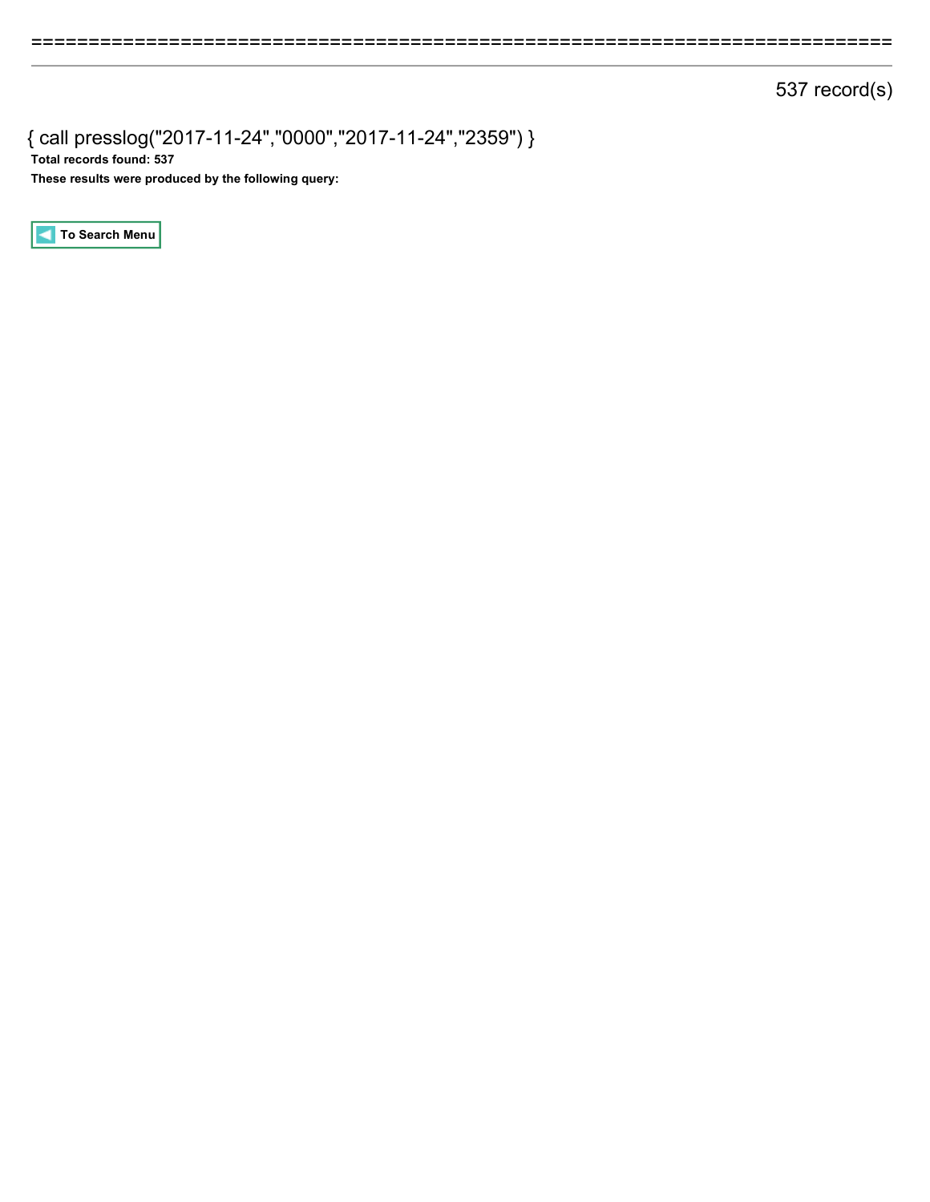================================================================================

537 record(s)

{ call presslog("2017-11-24","0000","2017-11-24","2359") }

**Total records found: 537**

**These results were produced by the following query:**

**To Search Menu**